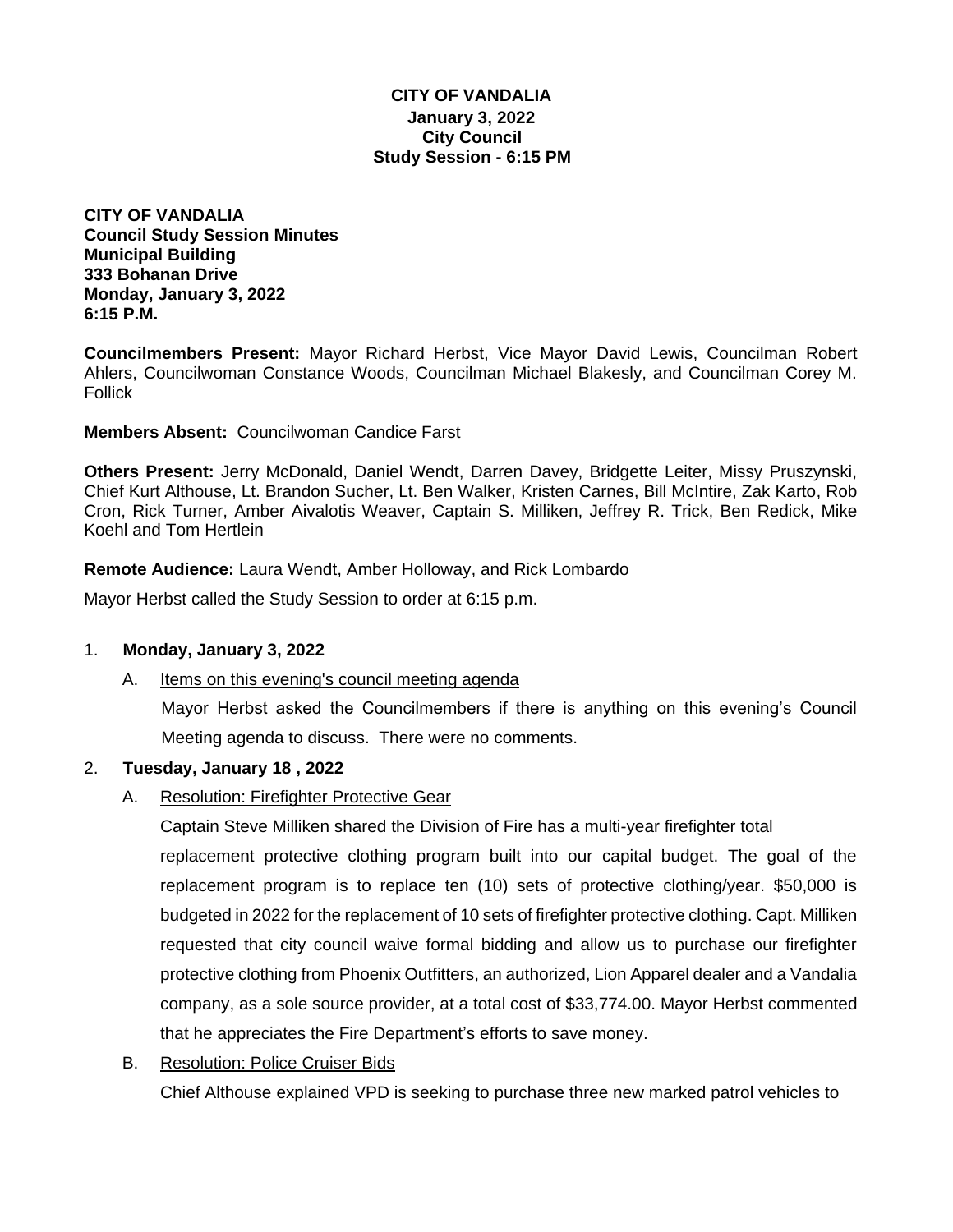**CITY OF VANDALIA**
**January 3, 2022**
**City Council**
**Study Session - 6:15 PM**

**CITY OF VANDALIA**
**Council Study Session Minutes**
**Municipal Building**
**333 Bohanan Drive**
**Monday, January 3, 2022**
**6:15 P.M.**

**Councilmembers Present:** Mayor Richard Herbst, Vice Mayor David Lewis, Councilman Robert Ahlers, Councilwoman Constance Woods, Councilman Michael Blakesly, and Councilman Corey M. Follick

**Members Absent:** Councilwoman Candice Farst

**Others Present:** Jerry McDonald, Daniel Wendt, Darren Davey, Bridgette Leiter, Missy Pruszynski, Chief Kurt Althouse, Lt. Brandon Sucher, Lt. Ben Walker, Kristen Carnes, Bill McIntire, Zak Karto, Rob Cron, Rick Turner, Amber Aivalotis Weaver, Captain S. Milliken, Jeffrey R. Trick, Ben Redick, Mike Koehl and Tom Hertlein

**Remote Audience:** Laura Wendt, Amber Holloway, and Rick Lombardo

Mayor Herbst called the Study Session to order at 6:15 p.m.

1. **Monday, January 3, 2022**

   A. Items on this evening's council meeting agenda

   Mayor Herbst asked the Councilmembers if there is anything on this evening's Council Meeting agenda to discuss. There were no comments.

2. **Tuesday, January 18 , 2022**

   A. Resolution: Firefighter Protective Gear

   Captain Steve Milliken shared the Division of Fire has a multi-year firefighter total replacement protective clothing program built into our capital budget. The goal of the replacement program is to replace ten (10) sets of protective clothing/year. $50,000 is budgeted in 2022 for the replacement of 10 sets of firefighter protective clothing. Capt. Milliken requested that city council waive formal bidding and allow us to purchase our firefighter protective clothing from Phoenix Outfitters, an authorized, Lion Apparel dealer and a Vandalia company, as a sole source provider, at a total cost of $33,774.00. Mayor Herbst commented that he appreciates the Fire Department's efforts to save money.

   B. Resolution: Police Cruiser Bids

   Chief Althouse explained VPD is seeking to purchase three new marked patrol vehicles to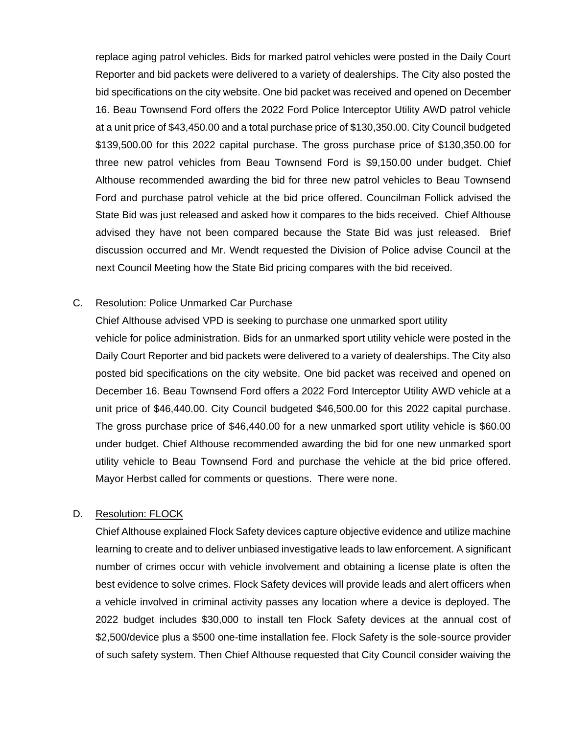replace aging patrol vehicles. Bids for marked patrol vehicles were posted in the Daily Court Reporter and bid packets were delivered to a variety of dealerships. The City also posted the bid specifications on the city website. One bid packet was received and opened on December 16. Beau Townsend Ford offers the 2022 Ford Police Interceptor Utility AWD patrol vehicle at a unit price of $43,450.00 and a total purchase price of $130,350.00. City Council budgeted $139,500.00 for this 2022 capital purchase. The gross purchase price of $130,350.00 for three new patrol vehicles from Beau Townsend Ford is $9,150.00 under budget. Chief Althouse recommended awarding the bid for three new patrol vehicles to Beau Townsend Ford and purchase patrol vehicle at the bid price offered. Councilman Follick advised the State Bid was just released and asked how it compares to the bids received. Chief Althouse advised they have not been compared because the State Bid was just released. Brief discussion occurred and Mr. Wendt requested the Division of Police advise Council at the next Council Meeting how the State Bid pricing compares with the bid received.

C. Resolution: Police Unmarked Car Purchase

Chief Althouse advised VPD is seeking to purchase one unmarked sport utility vehicle for police administration. Bids for an unmarked sport utility vehicle were posted in the Daily Court Reporter and bid packets were delivered to a variety of dealerships. The City also posted bid specifications on the city website. One bid packet was received and opened on December 16. Beau Townsend Ford offers a 2022 Ford Interceptor Utility AWD vehicle at a unit price of $46,440.00. City Council budgeted $46,500.00 for this 2022 capital purchase. The gross purchase price of $46,440.00 for a new unmarked sport utility vehicle is $60.00 under budget. Chief Althouse recommended awarding the bid for one new unmarked sport utility vehicle to Beau Townsend Ford and purchase the vehicle at the bid price offered. Mayor Herbst called for comments or questions. There were none.

D. Resolution: FLOCK

Chief Althouse explained Flock Safety devices capture objective evidence and utilize machine learning to create and to deliver unbiased investigative leads to law enforcement. A significant number of crimes occur with vehicle involvement and obtaining a license plate is often the best evidence to solve crimes. Flock Safety devices will provide leads and alert officers when a vehicle involved in criminal activity passes any location where a device is deployed. The 2022 budget includes $30,000 to install ten Flock Safety devices at the annual cost of $2,500/device plus a $500 one-time installation fee. Flock Safety is the sole-source provider of such safety system. Then Chief Althouse requested that City Council consider waiving the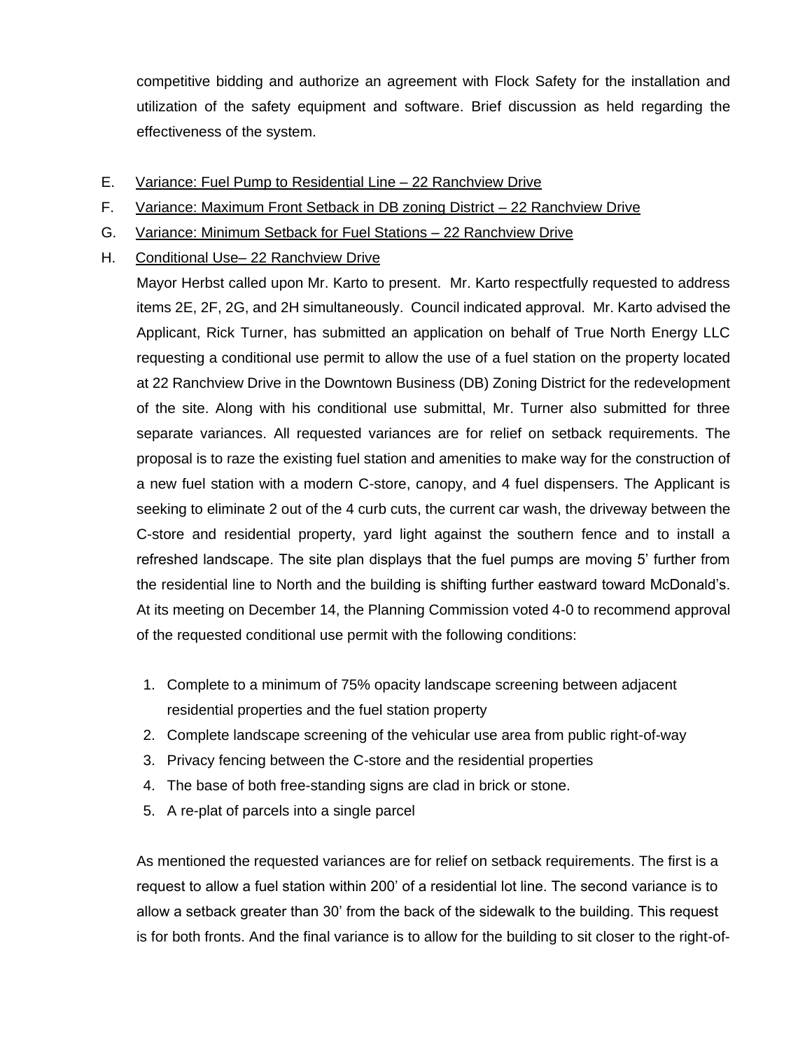competitive bidding and authorize an agreement with Flock Safety for the installation and utilization of the safety equipment and software. Brief discussion as held regarding the effectiveness of the system.

E. Variance: Fuel Pump to Residential Line – 22 Ranchview Drive

F. Variance: Maximum Front Setback in DB zoning District – 22 Ranchview Drive

G. Variance: Minimum Setback for Fuel Stations – 22 Ranchview Drive

H. Conditional Use– 22 Ranchview Drive

Mayor Herbst called upon Mr. Karto to present. Mr. Karto respectfully requested to address items 2E, 2F, 2G, and 2H simultaneously. Council indicated approval. Mr. Karto advised the Applicant, Rick Turner, has submitted an application on behalf of True North Energy LLC requesting a conditional use permit to allow the use of a fuel station on the property located at 22 Ranchview Drive in the Downtown Business (DB) Zoning District for the redevelopment of the site. Along with his conditional use submittal, Mr. Turner also submitted for three separate variances. All requested variances are for relief on setback requirements. The proposal is to raze the existing fuel station and amenities to make way for the construction of a new fuel station with a modern C-store, canopy, and 4 fuel dispensers. The Applicant is seeking to eliminate 2 out of the 4 curb cuts, the current car wash, the driveway between the C-store and residential property, yard light against the southern fence and to install a refreshed landscape. The site plan displays that the fuel pumps are moving 5' further from the residential line to North and the building is shifting further eastward toward McDonald's. At its meeting on December 14, the Planning Commission voted 4-0 to recommend approval of the requested conditional use permit with the following conditions:

1. Complete to a minimum of 75% opacity landscape screening between adjacent residential properties and the fuel station property
2. Complete landscape screening of the vehicular use area from public right-of-way
3. Privacy fencing between the C-store and the residential properties
4. The base of both free-standing signs are clad in brick or stone.
5. A re-plat of parcels into a single parcel

As mentioned the requested variances are for relief on setback requirements. The first is a request to allow a fuel station within 200' of a residential lot line. The second variance is to allow a setback greater than 30' from the back of the sidewalk to the building. This request is for both fronts. And the final variance is to allow for the building to sit closer to the right-of-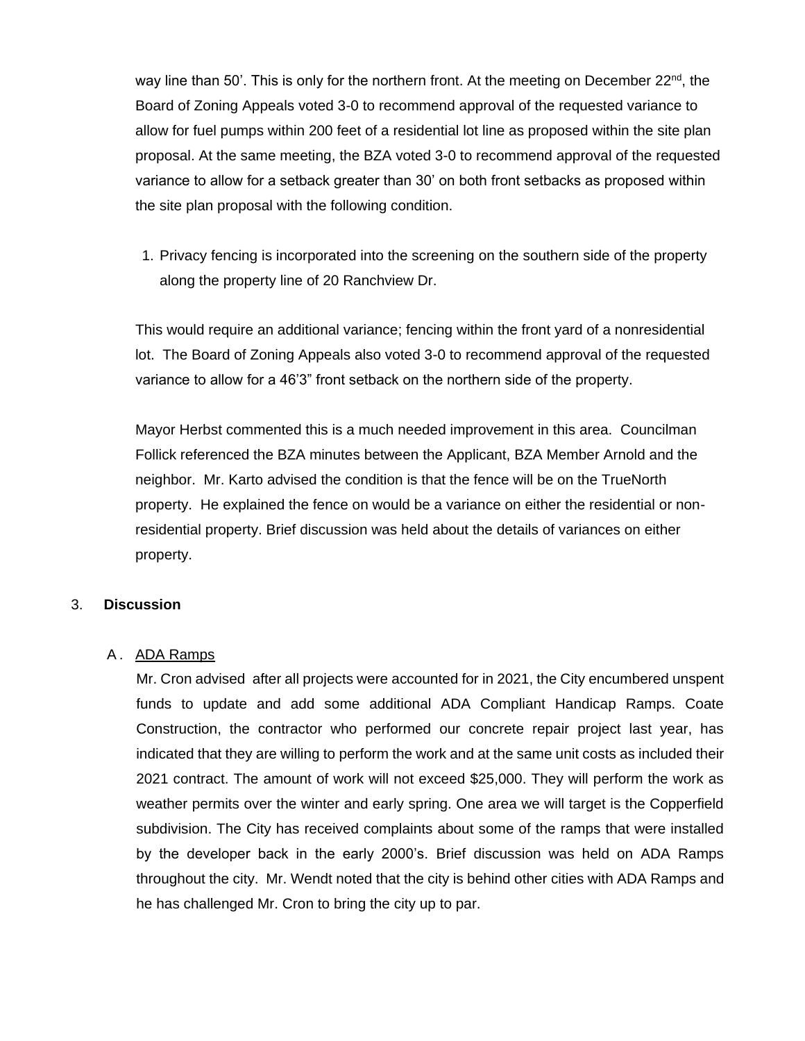way line than 50'. This is only for the northern front. At the meeting on December 22nd, the Board of Zoning Appeals voted 3-0 to recommend approval of the requested variance to allow for fuel pumps within 200 feet of a residential lot line as proposed within the site plan proposal. At the same meeting, the BZA voted 3-0 to recommend approval of the requested variance to allow for a setback greater than 30' on both front setbacks as proposed within the site plan proposal with the following condition.

1. Privacy fencing is incorporated into the screening on the southern side of the property along the property line of 20 Ranchview Dr.

This would require an additional variance; fencing within the front yard of a nonresidential lot. The Board of Zoning Appeals also voted 3-0 to recommend approval of the requested variance to allow for a 46'3" front setback on the northern side of the property.

Mayor Herbst commented this is a much needed improvement in this area. Councilman Follick referenced the BZA minutes between the Applicant, BZA Member Arnold and the neighbor. Mr. Karto advised the condition is that the fence will be on the TrueNorth property. He explained the fence on would be a variance on either the residential or non-residential property. Brief discussion was held about the details of variances on either property.

3. **Discussion**

A. ADA Ramps

Mr. Cron advised after all projects were accounted for in 2021, the City encumbered unspent funds to update and add some additional ADA Compliant Handicap Ramps. Coate Construction, the contractor who performed our concrete repair project last year, has indicated that they are willing to perform the work and at the same unit costs as included their 2021 contract. The amount of work will not exceed $25,000. They will perform the work as weather permits over the winter and early spring. One area we will target is the Copperfield subdivision. The City has received complaints about some of the ramps that were installed by the developer back in the early 2000's. Brief discussion was held on ADA Ramps throughout the city. Mr. Wendt noted that the city is behind other cities with ADA Ramps and he has challenged Mr. Cron to bring the city up to par.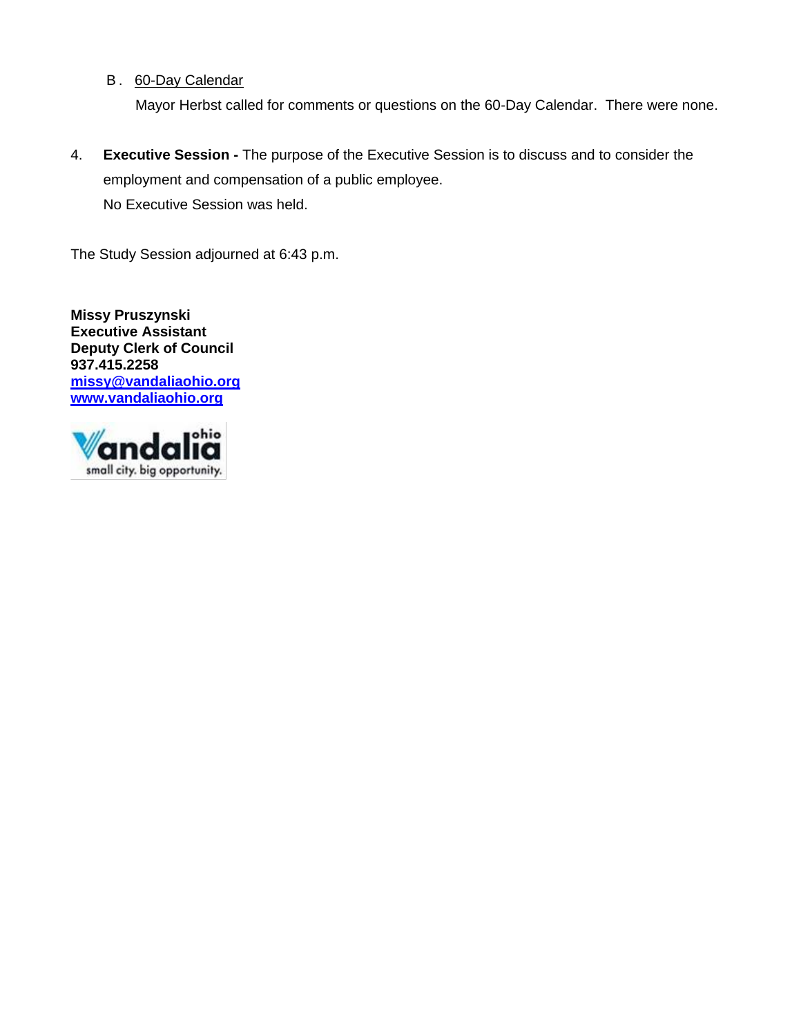B. <u>60-Day Calendar</u>

Mayor Herbst called for comments or questions on the 60-Day Calendar. There were none.

4. **Executive Session -** The purpose of the Executive Session is to discuss and to consider the employment and compensation of a public employee.
   No Executive Session was held.

The Study Session adjourned at 6:43 p.m.

**Missy Pruszynski**
**Executive Assistant**
**Deputy Clerk of Council**
**937.415.2258**
**[missy@vandaliaohio.org](mailto:missy@vandaliaohio.org)**
**[www.vandaliaohio.org](http://www.vandaliaohio.org)**